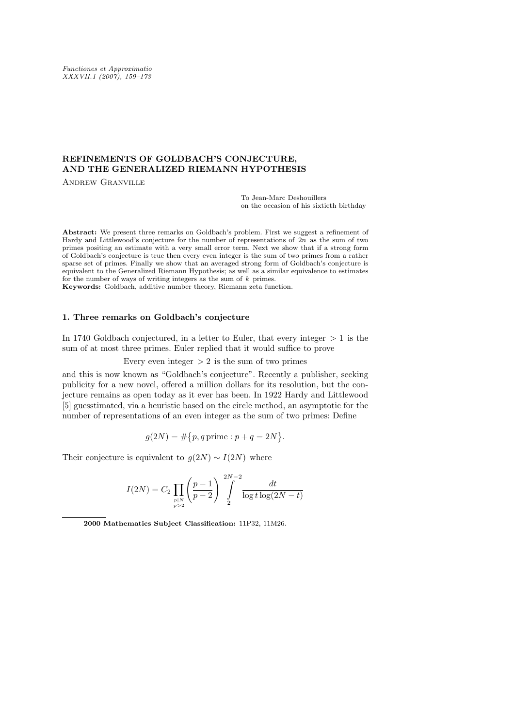# REFINEMENTS OF GOLDBACH'S CONJECTURE, AND THE GENERALIZED RIEMANN HYPOTHESIS

Andrew Granville

To Jean-Marc Deshouillers
on the occasion of his sixtieth birthday

**Abstract:** We present three remarks on Goldbach's problem. First we suggest a refinement of Hardy and Littlewood's conjecture for the number of representations of $2n$ as the sum of two primes positing an estimate with a very small error term. Next we show that if a strong form of Goldbach's conjecture is true then every even integer is the sum of two primes from a rather sparse set of primes. Finally we show that an averaged strong form of Goldbach's conjecture is equivalent to the Generalized Riemann Hypothesis; as well as a similar equivalence to estimates for the number of ways of writing integers as the sum of $k$ primes.

**Keywords:** Goldbach, additive number theory, Riemann zeta function.

## 1. Three remarks on Goldbach's conjecture

In 1740 Goldbach conjectured, in a letter to Euler, that every integer $> 1$ is the sum of at most three primes. Euler replied that it would suffice to prove

Every even integer $> 2$ is the sum of two primes

and this is now known as "Goldbach's conjecture". Recently a publisher, seeking publicity for a new novel, offered a million dollars for its resolution, but the conjecture remains as open today as it ever has been. In 1922 Hardy and Littlewood [5] guesstimated, via a heuristic based on the circle method, an asymptotic for the number of representations of an even integer as the sum of two primes: Define

$$g(2N) = \#\{p, q \,\text{prime} : p + q = 2N\}.$$

Their conjecture is equivalent to $g(2N) \sim I(2N)$ where

$$I(2N) = C_2 \prod_{\substack{p|N \\ p>2}} \left(\frac{p-1}{p-2}\right) \int_2^{2N-2} \frac{dt}{\log t \log(2N-t)}$$

**2000 Mathematics Subject Classification:** 11P32, 11M26.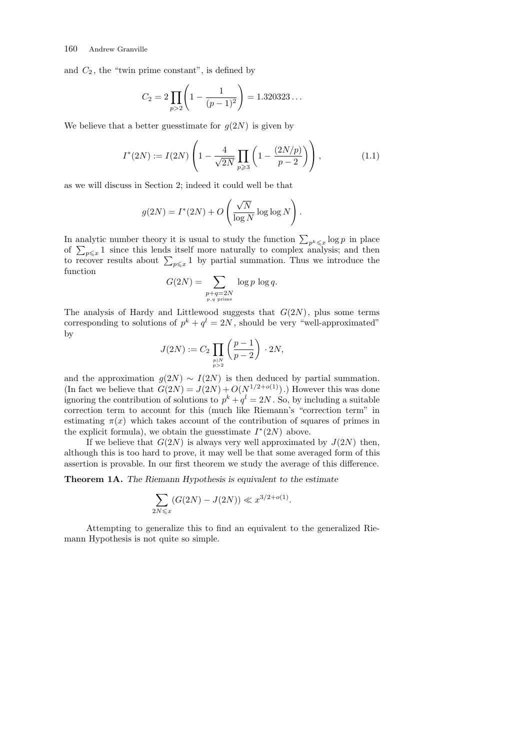and $C_2$, the "twin prime constant", is defined by

$$C_2 = 2\prod_{p>2}\left(1 - \frac{1}{(p-1)^2}\right) = 1.320323\ldots$$

We believe that a better guesstimate for $g(2N)$ is given by

$$I^*(2N) := I(2N)\left(1 - \frac{4}{\sqrt{2N}}\prod_{p\geqslant 3}\left(1 - \frac{(2N/p)}{p-2}\right)\right), \tag{1.1}$$

as we will discuss in Section 2; indeed it could well be that

$$g(2N) = I^*(2N) + O\left(\frac{\sqrt{N}}{\log N}\log\log N\right).$$

In analytic number theory it is usual to study the function $\sum_{p^k\leqslant x}\log p$ in place of $\sum_{p\leqslant x} 1$ since this lends itself more naturally to complex analysis; and then to recover results about $\sum_{p\leqslant x} 1$ by partial summation. Thus we introduce the function

$$G(2N) = \sum_{\substack{p+q=2N\\ p,q \text{ prime}}} \log p\, \log q.$$

The analysis of Hardy and Littlewood suggests that $G(2N)$, plus some terms corresponding to solutions of $p^k + q^l = 2N$, should be very "well-approximated" by

$$J(2N) := C_2\prod_{\substack{p\mid N\\ p>2}}\left(\frac{p-1}{p-2}\right)\cdot 2N,$$

and the approximation $g(2N) \sim I(2N)$ is then deduced by partial summation. (In fact we believe that $G(2N) = J(2N) + O(N^{1/2+o(1)})$.) However this was done ignoring the contribution of solutions to $p^k + q^l = 2N$. So, by including a suitable correction term to account for this (much like Riemann's "correction term" in estimating $\pi(x)$ which takes account of the contribution of squares of primes in the explicit formula), we obtain the guesstimate $I^*(2N)$ above.

If we believe that $G(2N)$ is always very well approximated by $J(2N)$ then, although this is too hard to prove, it may well be that some averaged form of this assertion is provable. In our first theorem we study the average of this difference.

**Theorem 1A.** *The Riemann Hypothesis is equivalent to the estimate*

$$\sum_{2N\leqslant x}(G(2N) - J(2N)) \ll x^{3/2+o(1)}.$$

Attempting to generalize this to find an equivalent to the generalized Riemann Hypothesis is not quite so simple.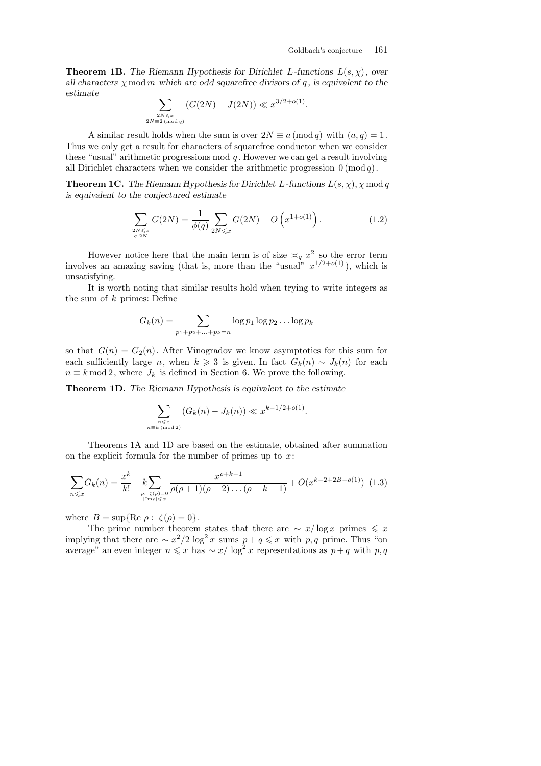**Theorem 1B.** *The Riemann Hypothesis for Dirichlet $L$-functions $L(s,\chi)$, over all characters $\chi \bmod m$ which are odd squarefree divisors of $q$, is equivalent to the estimate*

$$\sum_{\substack{2N\leqslant x\\ 2N\equiv 2 \,(\mathrm{mod}\, q)}} (G(2N)-J(2N)) \ll x^{3/2+o(1)}.$$

A similar result holds when the sum is over $2N \equiv a \,(\mathrm{mod}\, q)$ with $(a,q)=1$. Thus we only get a result for characters of squarefree conductor when we consider these "usual" arithmetic progressions mod $q$. However we can get a result involving all Dirichlet characters when we consider the arithmetic progression $0 \,(\mathrm{mod}\, q)$.

**Theorem 1C.** *The Riemann Hypothesis for Dirichlet $L$-functions $L(s,\chi), \chi \bmod q$ is equivalent to the conjectured estimate*

$$\sum_{\substack{2N\leqslant x\\ q\mid 2N}} G(2N) = \frac{1}{\phi(q)} \sum_{2N\leqslant x} G(2N) + O\left(x^{1+o(1)}\right). \tag{1.2}$$

However notice here that the main term is of size $\asymp_q x^2$ so the error term involves an amazing saving (that is, more than the "usual" $x^{1/2+o(1)}$), which is unsatisfying.

It is worth noting that similar results hold when trying to write integers as the sum of $k$ primes: Define

$$G_k(n) = \sum_{p_1+p_2+\ldots+p_k=n} \log p_1 \log p_2 \ldots \log p_k$$

so that $G(n)=G_2(n)$. After Vinogradov we know asymptotics for this sum for each sufficiently large $n$, when $k\geqslant 3$ is given. In fact $G_k(n)\sim J_k(n)$ for each $n\equiv k \bmod 2$, where $J_k$ is defined in Section 6. We prove the following.

**Theorem 1D.** *The Riemann Hypothesis is equivalent to the estimate*

$$\sum_{\substack{n\leqslant x\\ n\equiv k \,(\mathrm{mod}\, 2)}} (G_k(n)-J_k(n)) \ll x^{k-1/2+o(1)}.$$

Theorems 1A and 1D are based on the estimate, obtained after summation on the explicit formula for the number of primes up to $x$:

$$\sum_{n\leqslant x} G_k(n) = \frac{x^k}{k!} - k \sum_{\substack{\rho:\ \zeta(\rho)=0\\ |\mathrm{Im}\rho|\leqslant x}} \frac{x^{\rho+k-1}}{\rho(\rho+1)(\rho+2)\ldots(\rho+k-1)} + O(x^{k-2+2B+o(1)}) \tag{1.3}$$

where $B=\sup\{\mathrm{Re}\ \rho:\ \zeta(\rho)=0\}$.

The prime number theorem states that there are $\sim x/\log x$ primes $\leqslant x$ implying that there are $\sim x^2/2\log^2 x$ sums $p+q\leqslant x$ with $p,q$ prime. Thus "on average" an even integer $n\leqslant x$ has $\sim x/\log^2 x$ representations as $p+q$ with $p,q$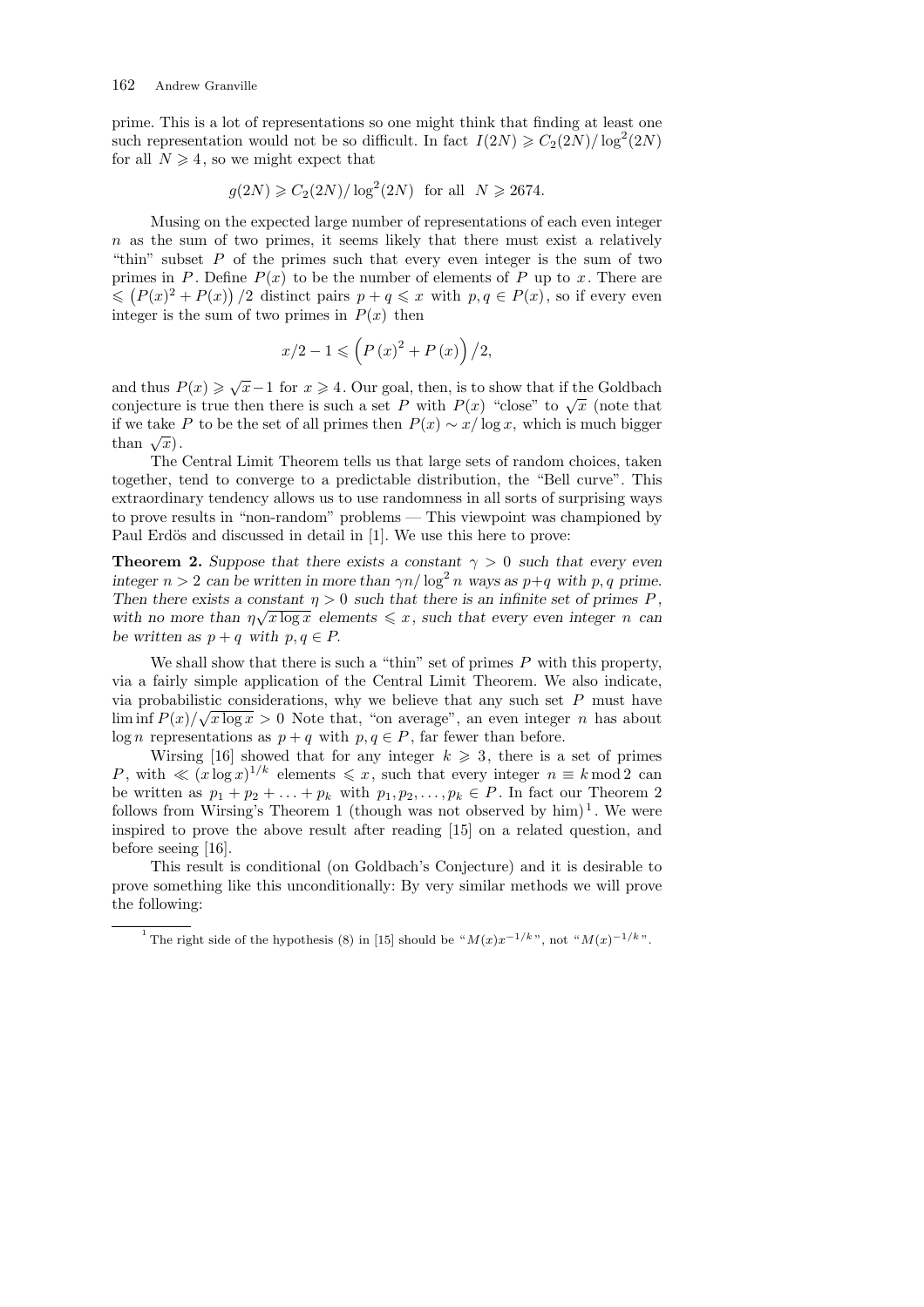prime. This is a lot of representations so one might think that finding at least one such representation would not be so difficult. In fact $I(2N) \geqslant C_2(2N)/\log^2(2N)$ for all $N \geqslant 4$, so we might expect that

$$g(2N) \geqslant C_2(2N)/\log^2(2N) \quad \text{for all} \quad N \geqslant 2674.$$

Musing on the expected large number of representations of each even integer $n$ as the sum of two primes, it seems likely that there must exist a relatively "thin" subset $P$ of the primes such that every even integer is the sum of two primes in $P$. Define $P(x)$ to be the number of elements of $P$ up to $x$. There are $\leqslant \left(P(x)^2 + P(x)\right)/2$ distinct pairs $p+q \leqslant x$ with $p, q \in P(x)$, so if every even integer is the sum of two primes in $P(x)$ then

$$x/2 - 1 \leqslant \left(P(x)^2 + P(x)\right)/2,$$

and thus $P(x) \geqslant \sqrt{x} - 1$ for $x \geqslant 4$. Our goal, then, is to show that if the Goldbach conjecture is true then there is such a set $P$ with $P(x)$ "close" to $\sqrt{x}$ (note that if we take $P$ to be the set of all primes then $P(x) \sim x/\log x$, which is much bigger than $\sqrt{x}$).

The Central Limit Theorem tells us that large sets of random choices, taken together, tend to converge to a predictable distribution, the "Bell curve". This extraordinary tendency allows us to use randomness in all sorts of surprising ways to prove results in "non-random" problems — This viewpoint was championed by Paul Erdös and discussed in detail in [1]. We use this here to prove:

**Theorem 2.** *Suppose that there exists a constant $\gamma > 0$ such that every even integer $n > 2$ can be written in more than $\gamma n/\log^2 n$ ways as $p+q$ with $p, q$ prime. Then there exists a constant $\eta > 0$ such that there is an infinite set of primes $P$, with no more than $\eta\sqrt{x\log x}$ elements $\leqslant x$, such that every even integer $n$ can be written as $p+q$ with $p, q \in P$.*

We shall show that there is such a "thin" set of primes $P$ with this property, via a fairly simple application of the Central Limit Theorem. We also indicate, via probabilistic considerations, why we believe that any such set $P$ must have $\liminf P(x)/\sqrt{x\log x} > 0$ Note that, "on average", an even integer $n$ has about $\log n$ representations as $p+q$ with $p, q \in P$, far fewer than before.

Wirsing [16] showed that for any integer $k \geqslant 3$, there is a set of primes $P$, with $\ll (x\log x)^{1/k}$ elements $\leqslant x$, such that every integer $n \equiv k \bmod 2$ can be written as $p_1 + p_2 + \ldots + p_k$ with $p_1, p_2, \ldots, p_k \in P$. In fact our Theorem 2 follows from Wirsing's Theorem 1 (though was not observed by him)[1]. We were inspired to prove the above result after reading [15] on a related question, and before seeing [16].

This result is conditional (on Goldbach's Conjecture) and it is desirable to prove something like this unconditionally: By very similar methods we will prove the following:

---

[1] The right side of the hypothesis (8) in [15] should be "$M(x)x^{-1/k}$", not "$M(x)^{-1/k}$".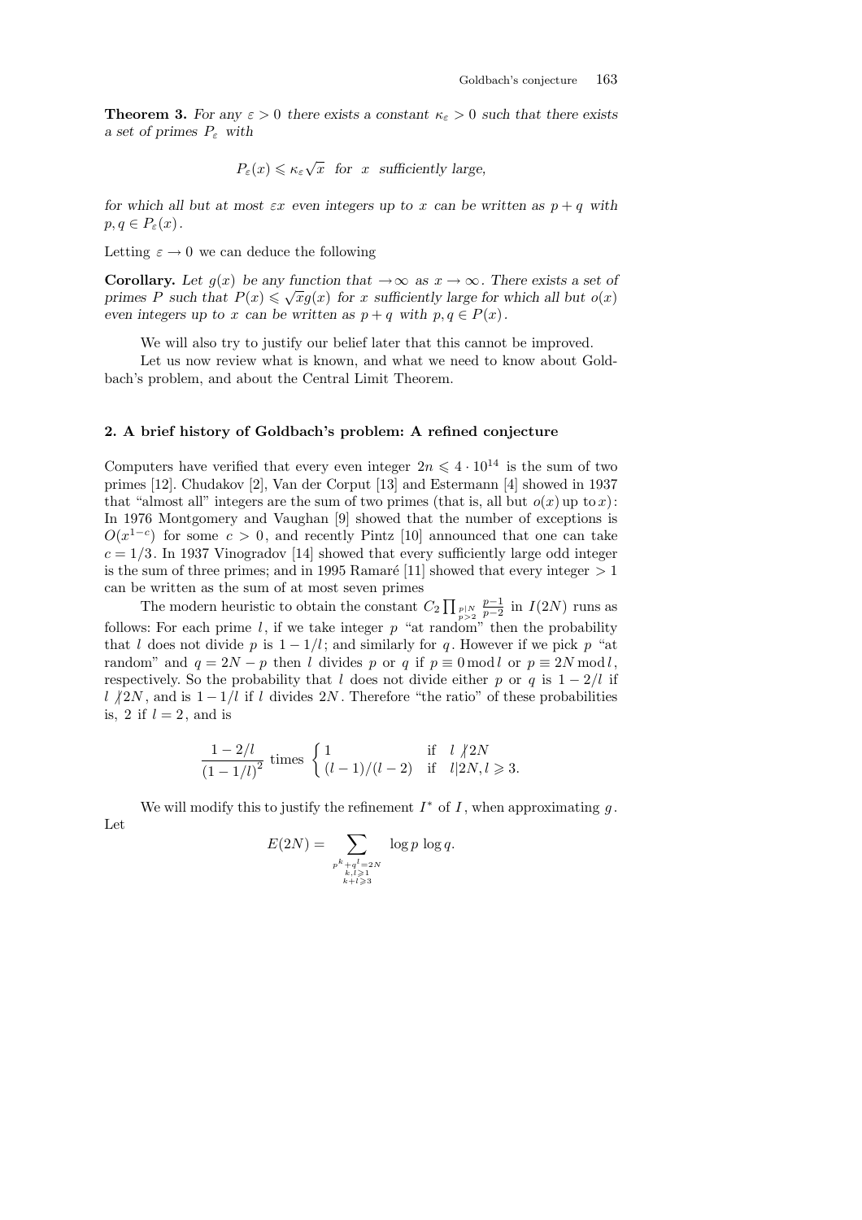**Theorem 3.** *For any $\varepsilon > 0$ there exists a constant $\kappa_\varepsilon > 0$ such that there exists a set of primes $P_\varepsilon$ with*

$$P_\varepsilon(x) \leqslant \kappa_\varepsilon \sqrt{x} \quad \text{for } x \text{ sufficiently large,}$$

*for which all but at most $\varepsilon x$ even integers up to $x$ can be written as $p+q$ with $p, q \in P_\varepsilon(x)$.*

Letting $\varepsilon \to 0$ we can deduce the following

**Corollary.** *Let $g(x)$ be any function that $\to \infty$ as $x \to \infty$. There exists a set of primes $P$ such that $P(x) \leqslant \sqrt{x} g(x)$ for $x$ sufficiently large for which all but $o(x)$ even integers up to $x$ can be written as $p+q$ with $p, q \in P(x)$.*

We will also try to justify our belief later that this cannot be improved.

Let us now review what is known, and what we need to know about Goldbach's problem, and about the Central Limit Theorem.

## 2. A brief history of Goldbach's problem: A refined conjecture

Computers have verified that every even integer $2n \leqslant 4 \cdot 10^{14}$ is the sum of two primes [12]. Chudakov [2], Van der Corput [13] and Estermann [4] showed in 1937 that "almost all" integers are the sum of two primes (that is, all but $o(x)$ up to $x$): In 1976 Montgomery and Vaughan [9] showed that the number of exceptions is $O(x^{1-c})$ for some $c > 0$, and recently Pintz [10] announced that one can take $c = 1/3$. In 1937 Vinogradov [14] showed that every sufficiently large odd integer is the sum of three primes; and in 1995 Ramaré [11] showed that every integer $> 1$ can be written as the sum of at most seven primes

The modern heuristic to obtain the constant $C_2 \prod_{\substack{p|N \\ p>2}} \frac{p-1}{p-2}$ in $I(2N)$ runs as follows: For each prime $l$, if we take integer $p$ "at random" then the probability that $l$ does not divide $p$ is $1 - 1/l$; and similarly for $q$. However if we pick $p$ "at random" and $q = 2N - p$ then $l$ divides $p$ or $q$ if $p \equiv 0 \bmod l$ or $p \equiv 2N \bmod l$, respectively. So the probability that $l$ does not divide either $p$ or $q$ is $1 - 2/l$ if $l \nmid 2N$, and is $1 - 1/l$ if $l$ divides $2N$. Therefore "the ratio" of these probabilities is, 2 if $l = 2$, and is

$$\frac{1 - 2/l}{(1 - 1/l)^2} \text{ times } \begin{cases} 1 & \text{if } \ l \nmid 2N \\ (l-1)/(l-2) & \text{if } \ l | 2N, l \geqslant 3. \end{cases}$$

We will modify this to justify the refinement $I^*$ of $I$, when approximating $g$. Let

$$E(2N) = \sum_{\substack{p^k + q^l = 2N \\ k,l \geqslant 1 \\ k+l \geqslant 3}} \log p \, \log q.$$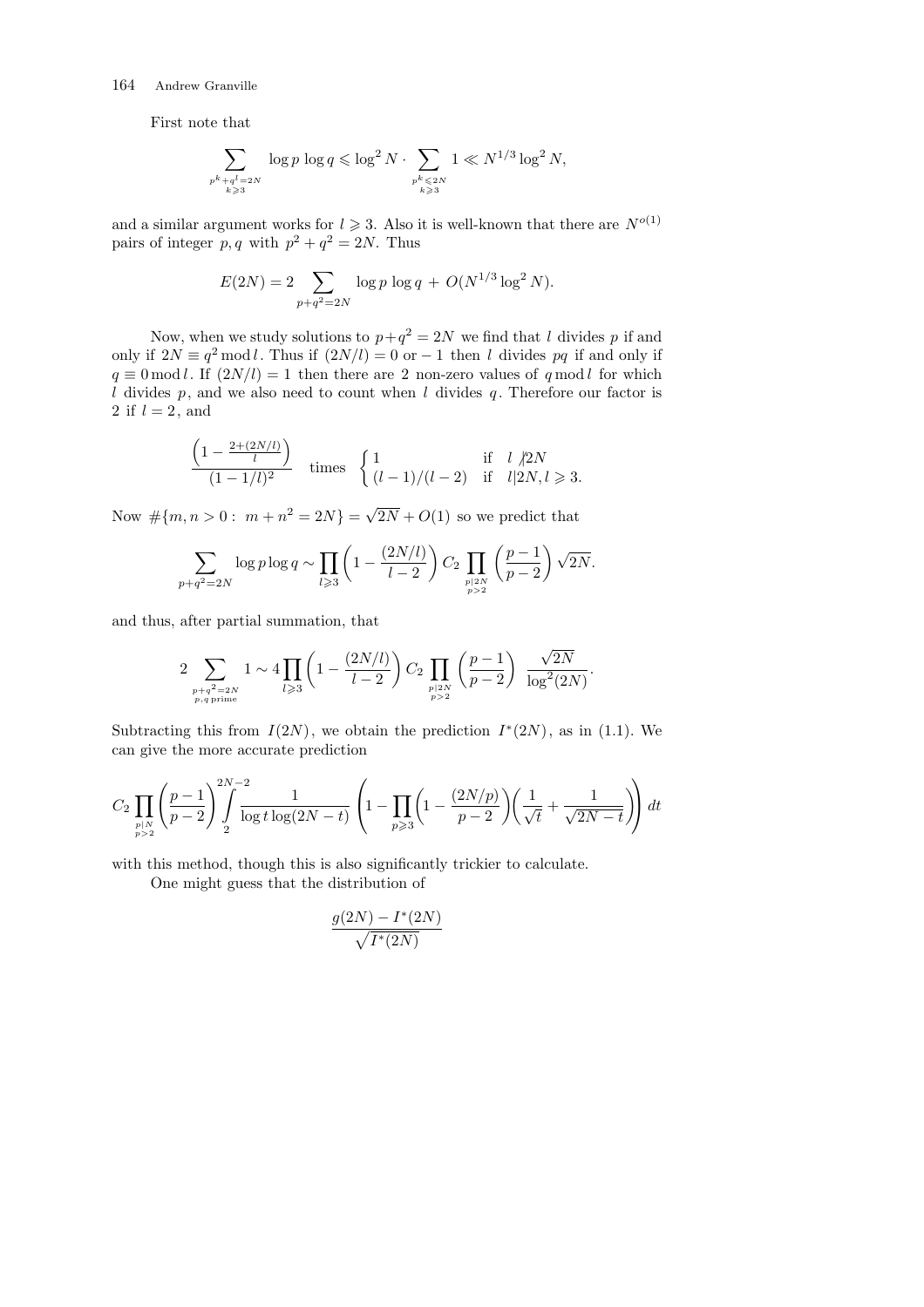First note that

$$\sum_{\substack{p^k+q^l=2N\\ k\geqslant 3}} \log p\, \log q \leqslant \log^2 N \cdot \sum_{\substack{p^k\leqslant 2N\\ k\geqslant 3}} 1 \ll N^{1/3}\log^2 N,$$

and a similar argument works for $l \geqslant 3$. Also it is well-known that there are $N^{o(1)}$ pairs of integer $p,q$ with $p^2+q^2=2N$. Thus

$$E(2N) = 2\sum_{p+q^2=2N} \log p\, \log q \,+\, O(N^{1/3}\log^2 N).$$

Now, when we study solutions to $p+q^2=2N$ we find that $l$ divides $p$ if and only if $2N \equiv q^2 \bmod l$. Thus if $(2N/l) = 0$ or $-1$ then $l$ divides $pq$ if and only if $q \equiv 0 \bmod l$. If $(2N/l)=1$ then there are 2 non-zero values of $q \bmod l$ for which $l$ divides $p$, and we also need to count when $l$ divides $q$. Therefore our factor is 2 if $l=2$, and

$$\frac{\left(1-\frac{2+(2N/l)}{l}\right)}{(1-1/l)^2} \quad \text{times} \quad \begin{cases} 1 & \text{if} \quad l \nmid 2N \\ (l-1)/(l-2) & \text{if} \quad l | 2N, l\geqslant 3. \end{cases}$$

Now $\#\{m,n>0:\ m+n^2=2N\} = \sqrt{2N}+O(1)$ so we predict that

$$\sum_{p+q^2=2N} \log p \log q \sim \prod_{l\geqslant 3}\left(1-\frac{(2N/l)}{l-2}\right) C_2 \prod_{\substack{p|2N\\ p>2}} \left(\frac{p-1}{p-2}\right)\sqrt{2N}.$$

and thus, after partial summation, that

$$2\sum_{\substack{p+q^2=2N\\ p,q \text{ prime}}} 1 \sim 4\prod_{l\geqslant 3}\left(1-\frac{(2N/l)}{l-2}\right) C_2 \prod_{\substack{p|2N\\ p>2}} \left(\frac{p-1}{p-2}\right)\ \frac{\sqrt{2N}}{\log^2(2N)}.$$

Subtracting this from $I(2N)$, we obtain the prediction $I^*(2N)$, as in (1.1). We can give the more accurate prediction

$$C_2\prod_{\substack{p|N\\ p>2}}\left(\frac{p-1}{p-2}\right)\int_2^{2N-2} \frac{1}{\log t \log(2N-t)}\left(1-\prod_{p\geqslant 3}\left(1-\frac{(2N/p)}{p-2}\right)\left(\frac{1}{\sqrt{t}}+\frac{1}{\sqrt{2N-t}}\right)\right) dt$$

with this method, though this is also significantly trickier to calculate.

One might guess that the distribution of

$$\frac{g(2N)-I^*(2N)}{\sqrt{I^*(2N)}}$$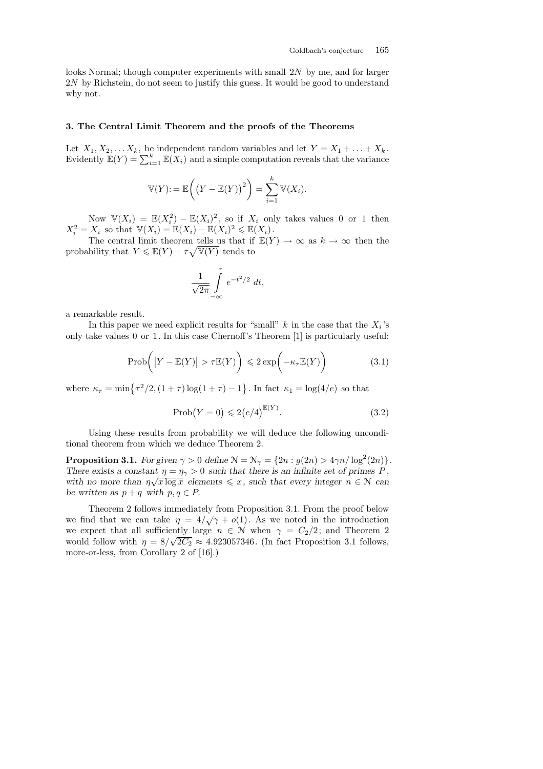looks Normal; though computer experiments with small $2N$ by me, and for larger $2N$ by Richstein, do not seem to justify this guess. It would be good to understand why not.

## 3. The Central Limit Theorem and the proofs of the Theorems

Let $X_1, X_2, \ldots X_k$, be independent random variables and let $Y = X_1 + \ldots + X_k$. Evidently $\mathbb{E}(Y) = \sum_{i=1}^{k} \mathbb{E}(X_i)$ and a simple computation reveals that the variance

$$\mathbb{V}(Y) := \mathbb{E}\Big( \big(Y - \mathbb{E}(Y)\big)^2 \Big) = \sum_{i=1}^{k} \mathbb{V}(X_i).$$

Now $\mathbb{V}(X_i) = \mathbb{E}(X_i^2) - \mathbb{E}(X_i)^2$, so if $X_i$ only takes values 0 or 1 then $X_i^2 = X_i$ so that $\mathbb{V}(X_i) = \mathbb{E}(X_i) - \mathbb{E}(X_i)^2 \leqslant \mathbb{E}(X_i)$.

The central limit theorem tells us that if $\mathbb{E}(Y) \to \infty$ as $k \to \infty$ then the probability that $Y \leqslant \mathbb{E}(Y) + \tau\sqrt{\mathbb{V}(Y)}$ tends to

$$\frac{1}{\sqrt{2\pi}} \int_{-\infty}^{\tau} e^{-t^2/2}\, dt,$$

a remarkable result.

In this paper we need explicit results for "small" $k$ in the case that the $X_i$'s only take values 0 or 1. In this case Chernoff's Theorem [1] is particularly useful:

$$\operatorname{Prob}\Big( \big|Y - \mathbb{E}(Y)\big| > \tau \mathbb{E}(Y) \Big) \leqslant 2 \exp\Big( -\kappa_\tau \mathbb{E}(Y) \Big) \tag{3.1}$$

where $\kappa_\tau = \min\{\tau^2/2, (1+\tau)\log(1+\tau) - 1\}$. In fact $\kappa_1 = \log(4/e)$ so that

$$\operatorname{Prob}\big(Y = 0\big) \leqslant 2\big(e/4\big)^{\mathbb{E}(Y)}. \tag{3.2}$$

Using these results from probability we will deduce the following unconditional theorem from which we deduce Theorem 2.

**Proposition 3.1.** *For given $\gamma > 0$ define $\mathcal{N} = \mathcal{N}_\gamma = \{2n : g(2n) > 4\gamma n/\log^2(2n)\}$. There exists a constant $\eta = \eta_\gamma > 0$ such that there is an infinite set of primes $P$, with no more than $\eta\sqrt{x \log x}$ elements $\leqslant x$, such that every integer $n \in \mathcal{N}$ can be written as $p + q$ with $p, q \in P$.*

Theorem 2 follows immediately from Proposition 3.1. From the proof below we find that we can take $\eta = 4/\sqrt{\gamma} + o(1)$. As we noted in the introduction we expect that all sufficiently large $n \in \mathcal{N}$ when $\gamma = C_2/2$; and Theorem 2 would follow with $\eta = 8/\sqrt{2C_2} \approx 4.923057346$. (In fact Proposition 3.1 follows, more-or-less, from Corollary 2 of [16].)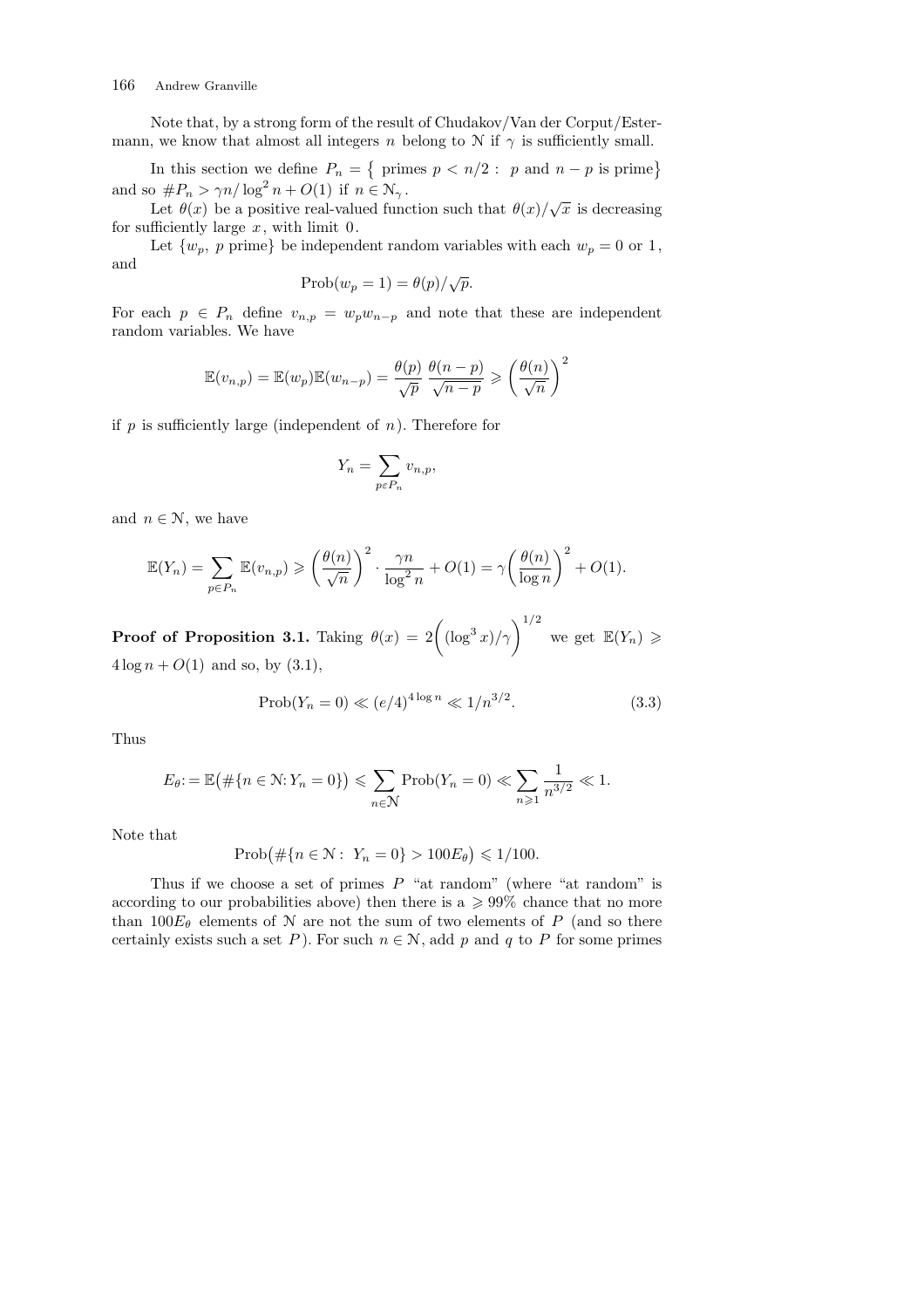Note that, by a strong form of the result of Chudakov/Van der Corput/Estermann, we know that almost all integers $n$ belong to $\mathcal{N}$ if $\gamma$ is sufficiently small.

In this section we define $P_n = \{\text{ primes } p < n/2 : \ p \text{ and } n-p \text{ is prime}\}$ and so $\#P_n > \gamma n/\log^2 n + O(1)$ if $n \in \mathcal{N}_\gamma$.

Let $\theta(x)$ be a positive real-valued function such that $\theta(x)/\sqrt{x}$ is decreasing for sufficiently large $x$, with limit $0$.

Let $\{w_p,\ p \text{ prime}\}$ be independent random variables with each $w_p = 0$ or $1$, and

$$\text{Prob}(w_p = 1) = \theta(p)/\sqrt{p}.$$

For each $p \in P_n$ define $v_{n,p} = w_p w_{n-p}$ and note that these are independent random variables. We have

$$\mathbb{E}(v_{n,p}) = \mathbb{E}(w_p)\mathbb{E}(w_{n-p}) = \frac{\theta(p)}{\sqrt{p}} \frac{\theta(n-p)}{\sqrt{n-p}} \geqslant \left(\frac{\theta(n)}{\sqrt{n}}\right)^2$$

if $p$ is sufficiently large (independent of $n$). Therefore for

$$Y_n = \sum_{p \in P_n} v_{n,p},$$

and $n \in \mathcal{N}$, we have

$$\mathbb{E}(Y_n) = \sum_{p \in P_n} \mathbb{E}(v_{n,p}) \geqslant \left(\frac{\theta(n)}{\sqrt{n}}\right)^2 \cdot \frac{\gamma n}{\log^2 n} + O(1) = \gamma \left(\frac{\theta(n)}{\log n}\right)^2 + O(1).$$

**Proof of Proposition 3.1.** Taking $\theta(x) = 2\left((\log^3 x)/\gamma\right)^{1/2}$ we get $\mathbb{E}(Y_n) \geqslant 4 \log n + O(1)$ and so, by (3.1),

$$\text{Prob}(Y_n = 0) \ll (e/4)^{4 \log n} \ll 1/n^{3/2}. \tag{3.3}$$

Thus

$$E_\theta := \mathbb{E}\big(\#\{n \in \mathcal{N} : Y_n = 0\}\big) \leqslant \sum_{n \in \mathcal{N}} \text{Prob}(Y_n = 0) \ll \sum_{n \geqslant 1} \frac{1}{n^{3/2}} \ll 1.$$

Note that

$$\text{Prob}\big(\#\{n \in \mathcal{N} : \ Y_n = 0\} > 100 E_\theta\big) \leqslant 1/100.$$

Thus if we choose a set of primes $P$ "at random" (where "at random" is according to our probabilities above) then there is a $\geqslant 99\%$ chance that no more than $100E_\theta$ elements of $\mathcal{N}$ are not the sum of two elements of $P$ (and so there certainly exists such a set $P$). For such $n \in \mathcal{N}$, add $p$ and $q$ to $P$ for some primes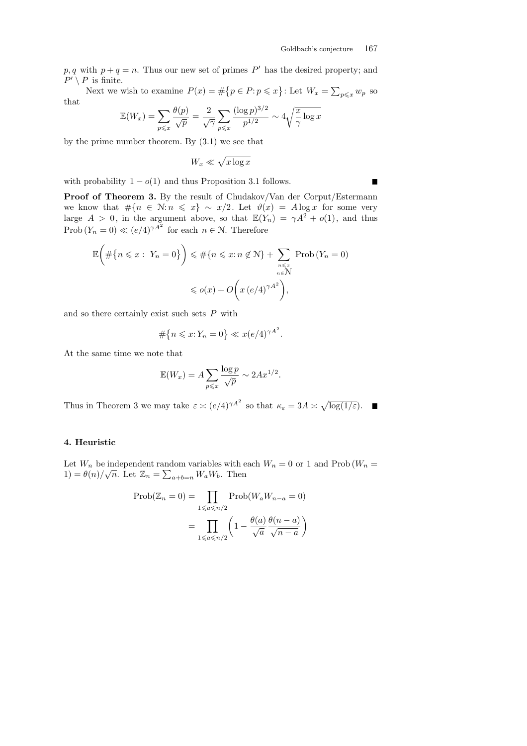$p, q$ with $p+q=n$. Thus our new set of primes $P'$ has the desired property; and $P' \setminus P$ is finite.

Next we wish to examine $P(x) = \#\{p \in P : p \leqslant x\}$: Let $W_x = \sum_{p \leqslant x} w_p$ so that

$$\mathbb{E}(W_x) = \sum_{p \leqslant x} \frac{\theta(p)}{\sqrt{p}} = \frac{2}{\sqrt{\gamma}} \sum_{p \leqslant x} \frac{(\log p)^{3/2}}{p^{1/2}} \sim 4\sqrt{\frac{x}{\gamma} \log x}$$

by the prime number theorem. By (3.1) we see that

$$W_x \ll \sqrt{x \log x}$$

with probability $1 - o(1)$ and thus Proposition 3.1 follows. ∎

**Proof of Theorem 3.** By the result of Chudakov/Van der Corput/Estermann we know that $\#\{n \in \mathcal{N} : n \leqslant x\} \sim x/2$. Let $\vartheta(x) = A \log x$ for some very large $A > 0$, in the argument above, so that $\mathbb{E}(Y_n) = \gamma A^2 + o(1)$, and thus $\text{Prob}\,(Y_n = 0) \ll (e/4)^{\gamma A^2}$ for each $n \in \mathcal{N}$. Therefore

$$\mathbb{E}\biggl(\#\{n \leqslant x :\ Y_n = 0\}\biggr) \leqslant \#\{n \leqslant x : n \notin \mathcal{N}\} + \sum_{\substack{n \leqslant x \\ n \in \mathcal{N}}} \text{Prob}\,(Y_n = 0)$$

$$\leqslant o(x) + O\biggl(x\,(e/4)^{\gamma A^2}\biggr),$$

and so there certainly exist such sets $P$ with

$$\#\{n \leqslant x : Y_n = 0\} \ll x(e/4)^{\gamma A^2}.$$

At the same time we note that

$$\mathbb{E}(W_x) = A \sum_{p \leqslant x} \frac{\log p}{\sqrt{p}} \sim 2Ax^{1/2}.$$

Thus in Theorem 3 we may take $\varepsilon \asymp (e/4)^{\gamma A^2}$ so that $\kappa_\varepsilon = 3A \asymp \sqrt{\log(1/\varepsilon)}$. ∎

## 4. Heuristic

Let $W_n$ be independent random variables with each $W_n = 0$ or 1 and $\text{Prob}\,(W_n = 1) = \theta(n)/\sqrt{n}$. Let $\mathbb{Z}_n = \sum_{a+b=n} W_a W_b$. Then

$$\text{Prob}(\mathbb{Z}_n = 0) = \prod_{1 \leqslant a \leqslant n/2} \text{Prob}(W_a W_{n-a} = 0)$$

$$= \prod_{1 \leqslant a \leqslant n/2} \left(1 - \frac{\theta(a)}{\sqrt{a}} \frac{\theta(n-a)}{\sqrt{n-a}}\right)$$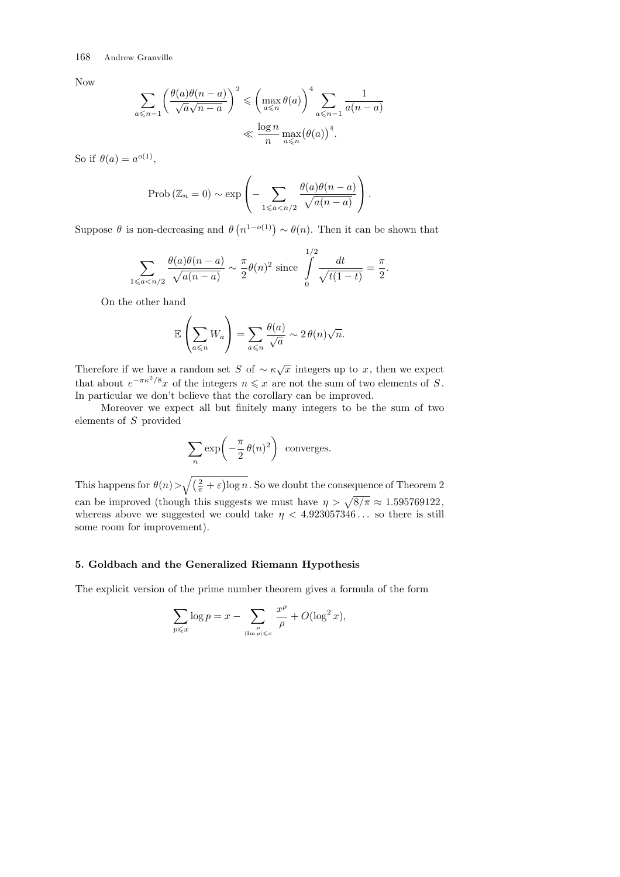Now

$$\sum_{a\leqslant n-1}\left(\frac{\theta(a)\theta(n-a)}{\sqrt{a}\sqrt{n-a}}\right)^2 \leqslant \left(\max_{a\leqslant n}\theta(a)\right)^4 \sum_{a\leqslant n-1}\frac{1}{a(n-a)}$$
$$\ll \frac{\log n}{n}\max_{a\leqslant n}\big(\theta(a)\big)^4.$$

So if $\theta(a) = a^{o(1)}$,

$$\mathrm{Prob}\,(\mathbb{Z}_n = 0) \sim \exp\left(-\sum_{1\leqslant a<n/2}\frac{\theta(a)\theta(n-a)}{\sqrt{a(n-a)}}\right).$$

Suppose $\theta$ is non-decreasing and $\theta\left(n^{1-o(1)}\right) \sim \theta(n)$. Then it can be shown that

$$\sum_{1\leqslant a<n/2}\frac{\theta(a)\theta(n-a)}{\sqrt{a(n-a)}} \sim \frac{\pi}{2}\theta(n)^2 \text{ since } \int_0^{1/2}\frac{dt}{\sqrt{t(1-t)}} = \frac{\pi}{2}.$$

On the other hand

$$\mathbb{E}\left(\sum_{a\leqslant n}W_a\right) = \sum_{a\leqslant n}\frac{\theta(a)}{\sqrt{a}} \sim 2\,\theta(n)\sqrt{n}.$$

Therefore if we have a random set $S$ of $\sim \kappa\sqrt{x}$ integers up to $x$, then we expect that about $e^{-\pi\kappa^2/8}x$ of the integers $n\leqslant x$ are not the sum of two elements of $S$. In particular we don't believe that the corollary can be improved.

Moreover we expect all but finitely many integers to be the sum of two elements of $S$ provided

$$\sum_n \exp\!\left(-\frac{\pi}{2}\,\theta(n)^2\right) \text{ converges.}$$

This happens for $\theta(n) > \sqrt{\left(\frac{2}{\pi}+\varepsilon\right)\log n}$. So we doubt the consequence of Theorem 2 can be improved (though this suggests we must have $\eta > \sqrt{8/\pi} \approx 1.595769122$, whereas above we suggested we could take $\eta < 4.923057346\ldots$ so there is still some room for improvement).

## 5. Goldbach and the Generalized Riemann Hypothesis

The explicit version of the prime number theorem gives a formula of the form

$$\sum_{p\leqslant x}\log p = x - \sum_{\substack{\rho \\ |\mathrm{Im}\,\rho|\leqslant x}}\frac{x^\rho}{\rho} + O(\log^2 x),$$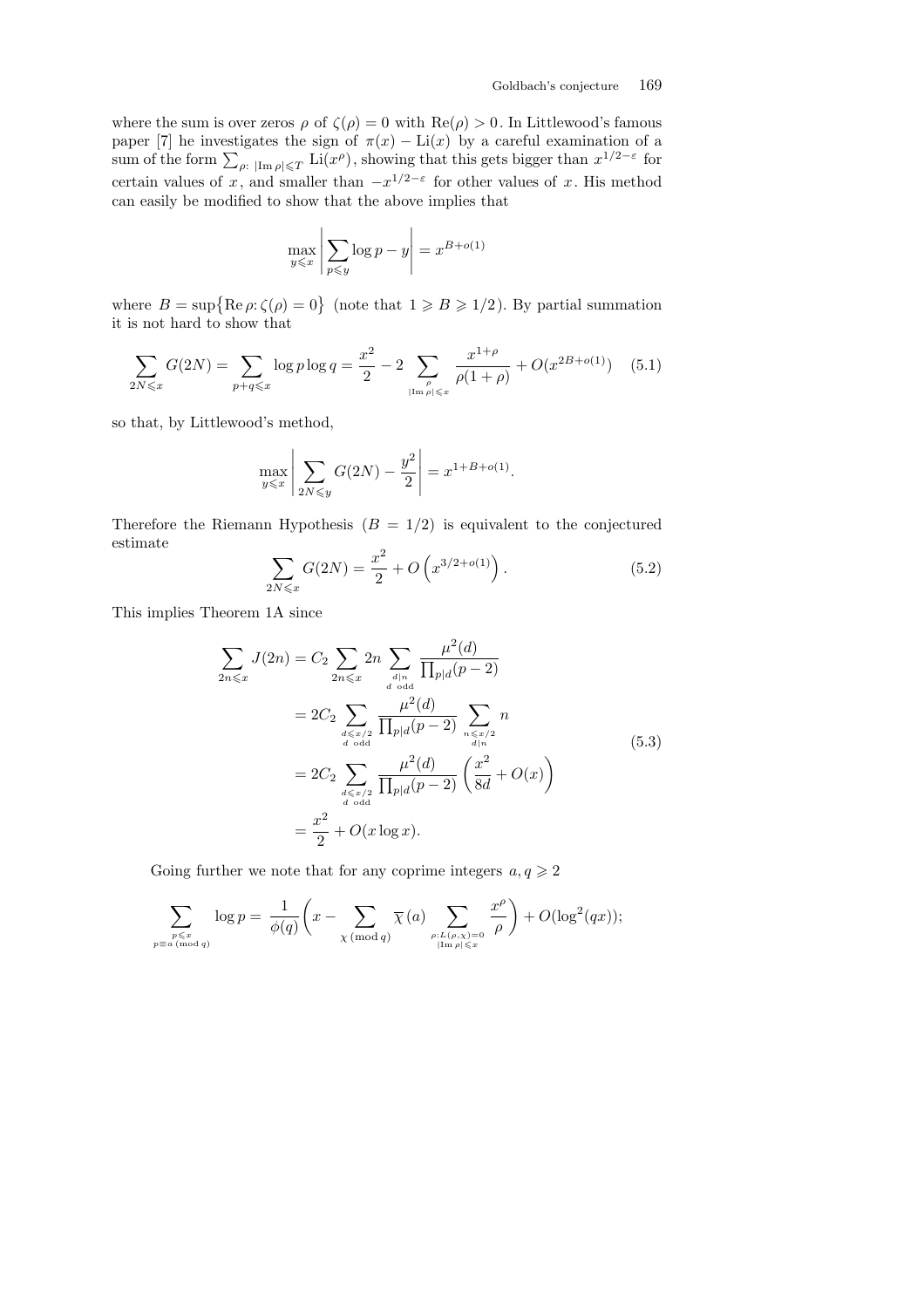where the sum is over zeros $\rho$ of $\zeta(\rho) = 0$ with $\mathrm{Re}(\rho) > 0$. In Littlewood's famous paper [7] he investigates the sign of $\pi(x) - \mathrm{Li}(x)$ by a careful examination of a sum of the form $\sum_{\rho:\ |\mathrm{Im}\,\rho| \leqslant T} \mathrm{Li}(x^\rho)$, showing that this gets bigger than $x^{1/2-\varepsilon}$ for certain values of $x$, and smaller than $-x^{1/2-\varepsilon}$ for other values of $x$. His method can easily be modified to show that the above implies that

$$\max_{y \leqslant x} \left| \sum_{p \leqslant y} \log p - y \right| = x^{B+o(1)}$$

where $B = \sup\{\mathrm{Re}\,\rho \colon \zeta(\rho) = 0\}$ (note that $1 \geqslant B \geqslant 1/2$). By partial summation it is not hard to show that

$$\sum_{2N \leqslant x} G(2N) = \sum_{p+q \leqslant x} \log p \log q = \frac{x^2}{2} - 2 \sum_{\substack{\rho \\ |\mathrm{Im}\,\rho| \leqslant x}} \frac{x^{1+\rho}}{\rho(1+\rho)} + O(x^{2B+o(1)}) \tag{5.1}$$

so that, by Littlewood's method,

$$\max_{y \leqslant x} \left| \sum_{2N \leqslant y} G(2N) - \frac{y^2}{2} \right| = x^{1+B+o(1)}.$$

Therefore the Riemann Hypothesis ($B = 1/2$) is equivalent to the conjectured estimate

$$\sum_{2N \leqslant x} G(2N) = \frac{x^2}{2} + O\left(x^{3/2+o(1)}\right). \tag{5.2}$$

This implies Theorem 1A since

$$\begin{aligned}
\sum_{2n \leqslant x} J(2n) &= C_2 \sum_{2n \leqslant x} 2n \sum_{\substack{d \mid n \\ d \text{ odd}}} \frac{\mu^2(d)}{\prod_{p \mid d}(p-2)} \\
&= 2C_2 \sum_{\substack{d \leqslant x/2 \\ d \text{ odd}}} \frac{\mu^2(d)}{\prod_{p \mid d}(p-2)} \sum_{\substack{n \leqslant x/2 \\ d \mid n}} n \\
&= 2C_2 \sum_{\substack{d \leqslant x/2 \\ d \text{ odd}}} \frac{\mu^2(d)}{\prod_{p \mid d}(p-2)} \left( \frac{x^2}{8d} + O(x) \right) \\
&= \frac{x^2}{2} + O(x \log x).
\end{aligned} \tag{5.3}$$

Going further we note that for any coprime integers $a, q \geqslant 2$

$$\sum_{\substack{p \leqslant x \\ p \equiv a \ (\mathrm{mod}\ q)}} \log p = \frac{1}{\phi(q)} \left( x - \sum_{\chi \ (\mathrm{mod}\ q)} \overline{\chi}\,(a) \sum_{\substack{\rho: L(\rho,\chi)=0 \\ |\mathrm{Im}\,\rho| \leqslant x}} \frac{x^\rho}{\rho} \right) + O(\log^2(qx));$$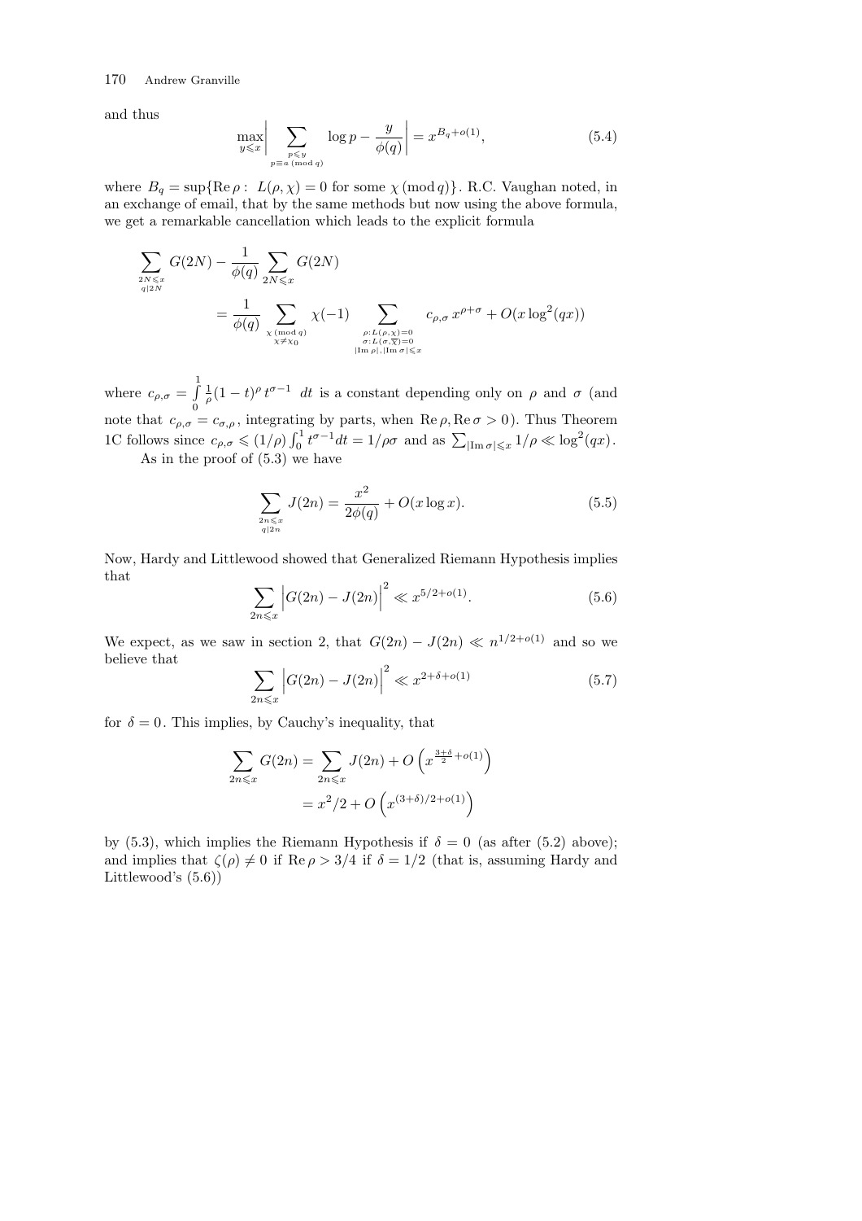and thus

$$\max_{y \leqslant x} \left| \sum_{\substack{p \leqslant y \\ p \equiv a \pmod q}} \log p - \frac{y}{\phi(q)} \right| = x^{B_q + o(1)}, \tag{5.4}$$

where $B_q = \sup\{\mathrm{Re}\,\rho : \; L(\rho, \chi) = 0 \text{ for some } \chi \pmod q\}$. R.C. Vaughan noted, in an exchange of email, that by the same methods but now using the above formula, we get a remarkable cancellation which leads to the explicit formula

$$\sum_{\substack{2N \leqslant x \\ q | 2N}} G(2N) - \frac{1}{\phi(q)} \sum_{2N \leqslant x} G(2N) = \frac{1}{\phi(q)} \sum_{\substack{\chi \pmod q \\ \chi \neq \chi_0}} \chi(-1) \sum_{\substack{\rho : L(\rho, \chi) = 0 \\ \sigma : L(\sigma, \overline{\chi}) = 0 \\ |\mathrm{Im}\,\rho|, |\mathrm{Im}\,\sigma| \leqslant x}} c_{\rho,\sigma}\, x^{\rho + \sigma} + O(x \log^2(qx))$$

where $c_{\rho,\sigma} = \int_0^1 \frac{1}{\rho}(1-t)^{\rho}\, t^{\sigma - 1} \; dt$ is a constant depending only on $\rho$ and $\sigma$ (and note that $c_{\rho,\sigma} = c_{\sigma,\rho}$, integrating by parts, when $\mathrm{Re}\,\rho, \mathrm{Re}\,\sigma > 0$). Thus Theorem 1C follows since $c_{\rho,\sigma} \leqslant (1/\rho) \int_0^1 t^{\sigma-1} dt = 1/\rho\sigma$ and as $\sum_{|\mathrm{Im}\,\sigma| \leqslant x} 1/\rho \ll \log^2(qx)$.

As in the proof of (5.3) we have

$$\sum_{\substack{2n \leqslant x \\ q | 2n}} J(2n) = \frac{x^2}{2\phi(q)} + O(x \log x). \tag{5.5}$$

Now, Hardy and Littlewood showed that Generalized Riemann Hypothesis implies that

$$\sum_{2n \leqslant x} \Big| G(2n) - J(2n) \Big|^2 \ll x^{5/2 + o(1)}. \tag{5.6}$$

We expect, as we saw in section 2, that $G(2n) - J(2n) \ll n^{1/2 + o(1)}$ and so we believe that

$$\sum_{2n \leqslant x} \Big| G(2n) - J(2n) \Big|^2 \ll x^{2 + \delta + o(1)} \tag{5.7}$$

for $\delta = 0$. This implies, by Cauchy's inequality, that

$$\begin{aligned} \sum_{2n \leqslant x} G(2n) &= \sum_{2n \leqslant x} J(2n) + O\left( x^{\frac{3+\delta}{2} + o(1)} \right) \\ &= x^2/2 + O\left( x^{(3+\delta)/2 + o(1)} \right) \end{aligned}$$

by (5.3), which implies the Riemann Hypothesis if $\delta = 0$ (as after (5.2) above); and implies that $\zeta(\rho) \neq 0$ if $\mathrm{Re}\,\rho > 3/4$ if $\delta = 1/2$ (that is, assuming Hardy and Littlewood's (5.6))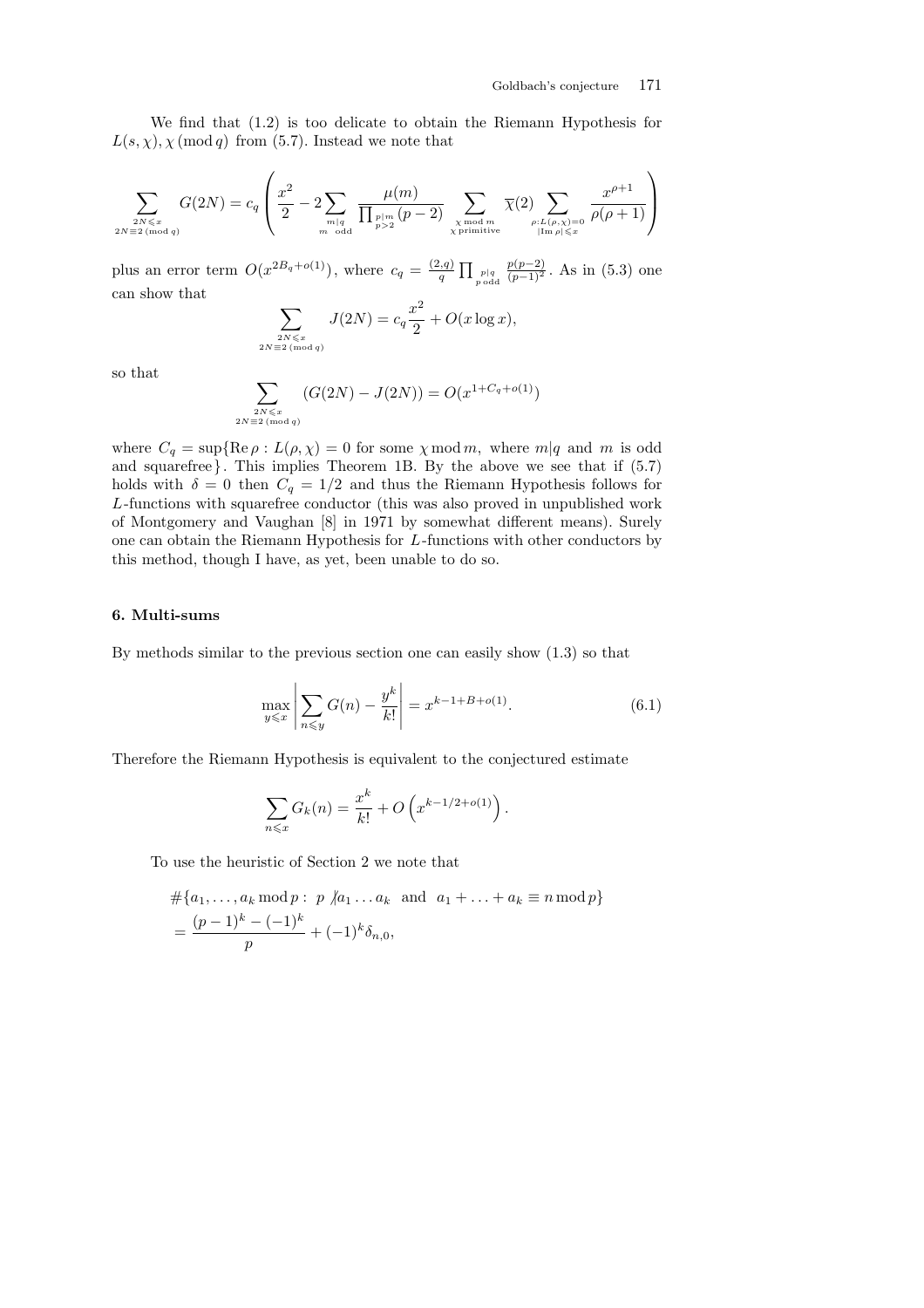We find that (1.2) is too delicate to obtain the Riemann Hypothesis for $L(s,\chi), \chi \,(\mathrm{mod}\, q)$ from (5.7). Instead we note that

$$\sum_{\substack{2N\leqslant x \\ 2N\equiv 2\,(\mathrm{mod}\, q)}} G(2N) = c_q \left( \frac{x^2}{2} - 2 \sum_{\substack{m|q \\ m \quad \mathrm{odd}}} \frac{\mu(m)}{\prod_{\substack{p|m \\ p>2}} (p-2)} \sum_{\substack{\chi \bmod m \\ \chi\, \mathrm{primitive}}} \overline{\chi}(2) \sum_{\substack{\rho: L(\rho,\chi)=0 \\ |\mathrm{Im}\,\rho|\leqslant x}} \frac{x^{\rho+1}}{\rho(\rho+1)} \right)$$

plus an error term $O(x^{2B_q+o(1)})$, where $c_q = \frac{(2,q)}{q} \prod_{\substack{p|q \\ p\,\mathrm{odd}}} \frac{p(p-2)}{(p-1)^2}$. As in (5.3) one can show that

$$\sum_{\substack{2N\leqslant x \\ 2N\equiv 2\,(\mathrm{mod}\, q)}} J(2N) = c_q \frac{x^2}{2} + O(x \log x),$$

so that

$$\sum_{\substack{2N\leqslant x \\ 2N\equiv 2\,(\mathrm{mod}\, q)}} (G(2N) - J(2N)) = O(x^{1+C_q+o(1)})$$

where $C_q = \sup\{\mathrm{Re}\,\rho : L(\rho,\chi) = 0$ for some $\chi \bmod m$, where $m|q$ and $m$ is odd and squarefree$\}$. This implies Theorem 1B. By the above we see that if (5.7) holds with $\delta = 0$ then $C_q = 1/2$ and thus the Riemann Hypothesis follows for $L$-functions with squarefree conductor (this was also proved in unpublished work of Montgomery and Vaughan [8] in 1971 by somewhat different means). Surely one can obtain the Riemann Hypothesis for $L$-functions with other conductors by this method, though I have, as yet, been unable to do so.

## 6. Multi-sums

By methods similar to the previous section one can easily show (1.3) so that

$$\max_{y\leqslant x} \left| \sum_{n\leqslant y} G(n) - \frac{y^k}{k!} \right| = x^{k-1+B+o(1)}. \tag{6.1}$$

Therefore the Riemann Hypothesis is equivalent to the conjectured estimate

$$\sum_{n\leqslant x} G_k(n) = \frac{x^k}{k!} + O\left(x^{k-1/2+o(1)}\right).$$

To use the heuristic of Section 2 we note that

$$\begin{aligned}
&\#\{a_1,\ldots,a_k \bmod p : \ p \not| a_1 \ldots a_k \ \text{ and } \ a_1 + \ldots + a_k \equiv n \bmod p\} \\
&= \frac{(p-1)^k - (-1)^k}{p} + (-1)^k \delta_{n,0},
\end{aligned}$$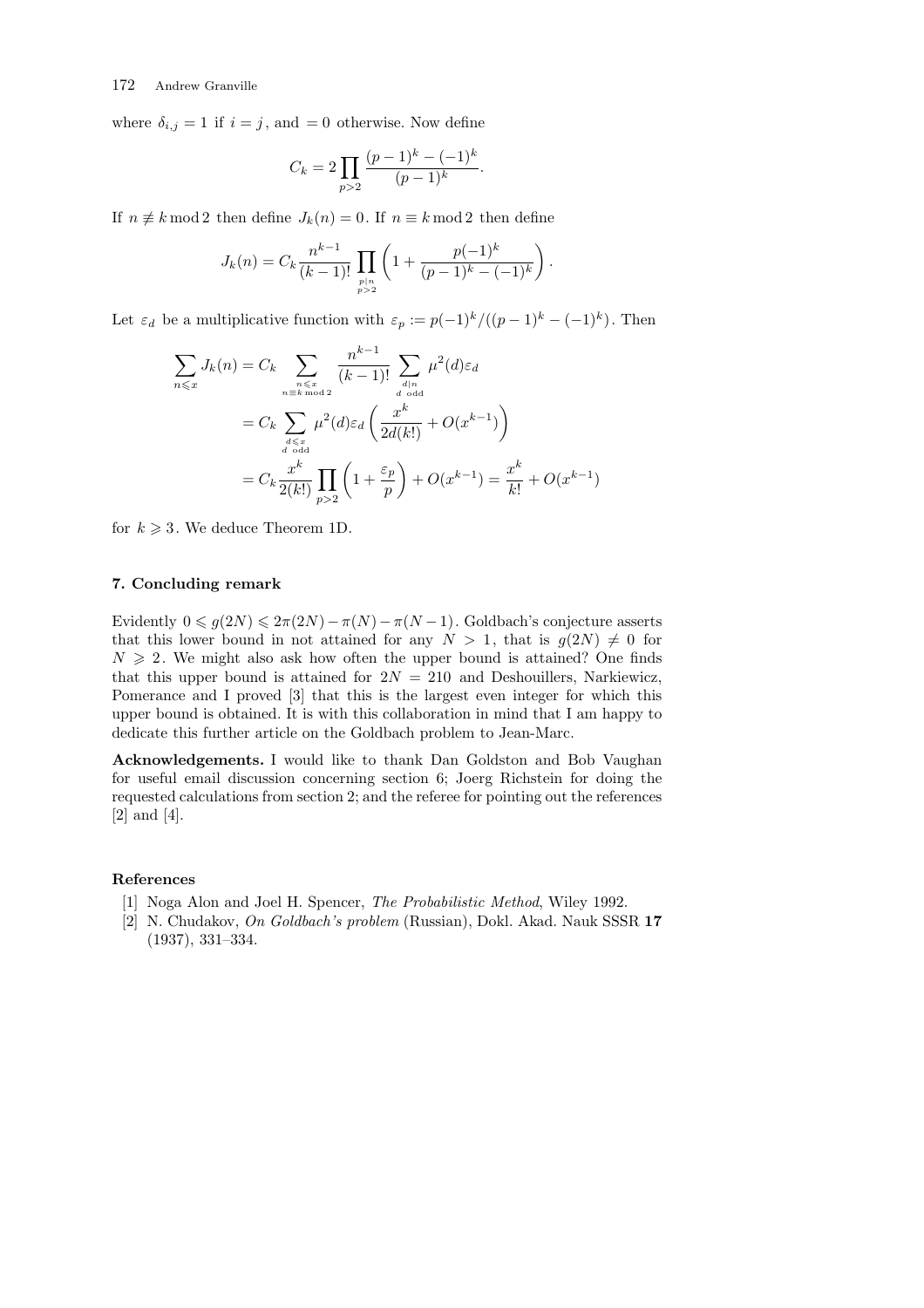where $\delta_{i,j} = 1$ if $i = j$, and $= 0$ otherwise. Now define

$$C_k = 2 \prod_{p>2} \frac{(p-1)^k - (-1)^k}{(p-1)^k}.$$

If $n \not\equiv k \bmod 2$ then define $J_k(n) = 0$. If $n \equiv k \bmod 2$ then define

$$J_k(n) = C_k \frac{n^{k-1}}{(k-1)!} \prod_{\substack{p|n \\ p>2}} \left(1 + \frac{p(-1)^k}{(p-1)^k - (-1)^k}\right).$$

Let $\varepsilon_d$ be a multiplicative function with $\varepsilon_p := p(-1)^k/((p-1)^k - (-1)^k)$. Then

$$\begin{aligned}
\sum_{n \leqslant x} J_k(n) &= C_k \sum_{\substack{n \leqslant x \\ n \equiv k \bmod 2}} \frac{n^{k-1}}{(k-1)!} \sum_{\substack{d|n \\ d \text{ odd}}} \mu^2(d) \varepsilon_d \\
&= C_k \sum_{\substack{d \leqslant x \\ d \text{ odd}}} \mu^2(d) \varepsilon_d \left( \frac{x^k}{2d(k!)} + O(x^{k-1}) \right) \\
&= C_k \frac{x^k}{2(k!)} \prod_{p>2} \left(1 + \frac{\varepsilon_p}{p}\right) + O(x^{k-1}) = \frac{x^k}{k!} + O(x^{k-1})
\end{aligned}$$

for $k \geqslant 3$. We deduce Theorem 1D.

## 7. Concluding remark

Evidently $0 \leqslant g(2N) \leqslant 2\pi(2N) - \pi(N) - \pi(N-1)$. Goldbach's conjecture asserts that this lower bound in not attained for any $N > 1$, that is $g(2N) \neq 0$ for $N \geqslant 2$. We might also ask how often the upper bound is attained? One finds that this upper bound is attained for $2N = 210$ and Deshouillers, Narkiewicz, Pomerance and I proved [3] that this is the largest even integer for which this upper bound is obtained. It is with this collaboration in mind that I am happy to dedicate this further article on the Goldbach problem to Jean-Marc.

**Acknowledgements.** I would like to thank Dan Goldston and Bob Vaughan for useful email discussion concerning section 6; Joerg Richstein for doing the requested calculations from section 2; and the referee for pointing out the references [2] and [4].

## References

[1] Noga Alon and Joel H. Spencer, *The Probabilistic Method*, Wiley 1992.

[2] N. Chudakov, *On Goldbach's problem* (Russian), Dokl. Akad. Nauk SSSR **17** (1937), 331–334.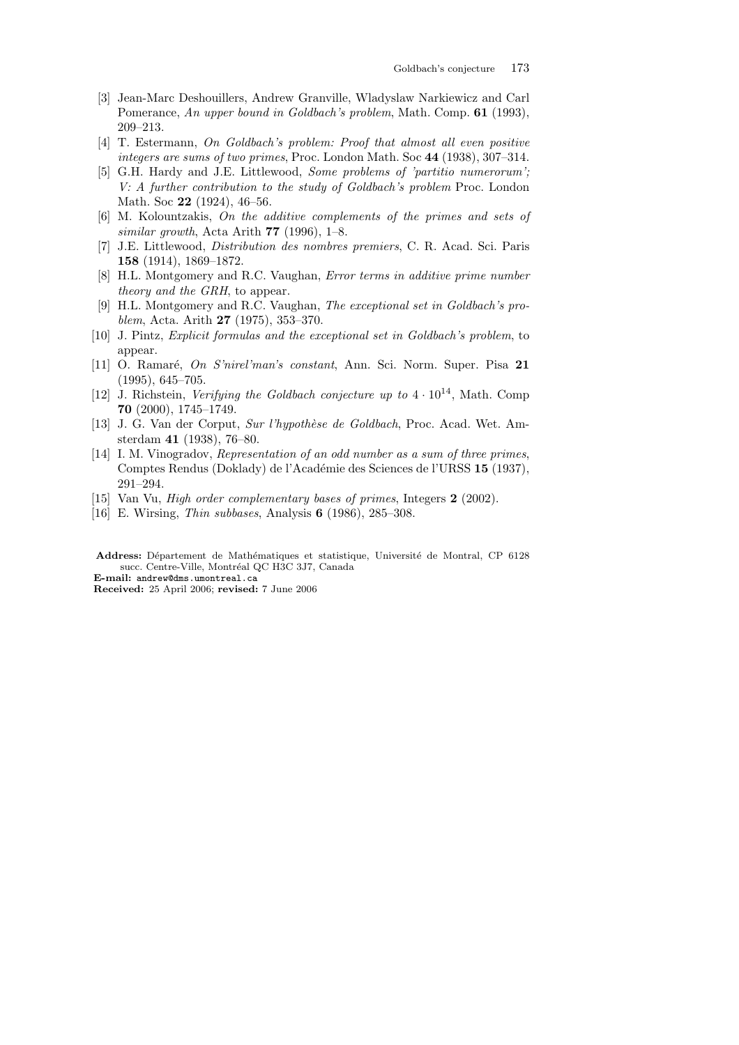[3] Jean-Marc Deshouillers, Andrew Granville, Wladyslaw Narkiewicz and Carl Pomerance, *An upper bound in Goldbach's problem*, Math. Comp. **61** (1993), 209–213.

[4] T. Estermann, *On Goldbach's problem: Proof that almost all even positive integers are sums of two primes*, Proc. London Math. Soc **44** (1938), 307–314.

[5] G.H. Hardy and J.E. Littlewood, *Some problems of 'partitio numerorum'; V: A further contribution to the study of Goldbach's problem* Proc. London Math. Soc **22** (1924), 46–56.

[6] M. Kolountzakis, *On the additive complements of the primes and sets of similar growth*, Acta Arith **77** (1996), 1–8.

[7] J.E. Littlewood, *Distribution des nombres premiers*, C. R. Acad. Sci. Paris **158** (1914), 1869–1872.

[8] H.L. Montgomery and R.C. Vaughan, *Error terms in additive prime number theory and the GRH*, to appear.

[9] H.L. Montgomery and R.C. Vaughan, *The exceptional set in Goldbach's problem*, Acta. Arith **27** (1975), 353–370.

[10] J. Pintz, *Explicit formulas and the exceptional set in Goldbach's problem*, to appear.

[11] O. Ramaré, *On S'nirel'man's constant*, Ann. Sci. Norm. Super. Pisa **21** (1995), 645–705.

[12] J. Richstein, *Verifying the Goldbach conjecture up to* $4 \cdot 10^{14}$, Math. Comp **70** (2000), 1745–1749.

[13] J. G. Van der Corput, *Sur l'hypothèse de Goldbach*, Proc. Acad. Wet. Amsterdam **41** (1938), 76–80.

[14] I. M. Vinogradov, *Representation of an odd number as a sum of three primes*, Comptes Rendus (Doklady) de l'Académie des Sciences de l'URSS **15** (1937), 291–294.

[15] Van Vu, *High order complementary bases of primes*, Integers **2** (2002).

[16] E. Wirsing, *Thin subbases*, Analysis **6** (1986), 285–308.

**Address:** Département de Mathématiques et statistique, Université de Montral, CP 6128 succ. Centre-Ville, Montréal QC H3C 3J7, Canada

**E-mail:** andrew@dms.umontreal.ca

**Received:** 25 April 2006; **revised:** 7 June 2006